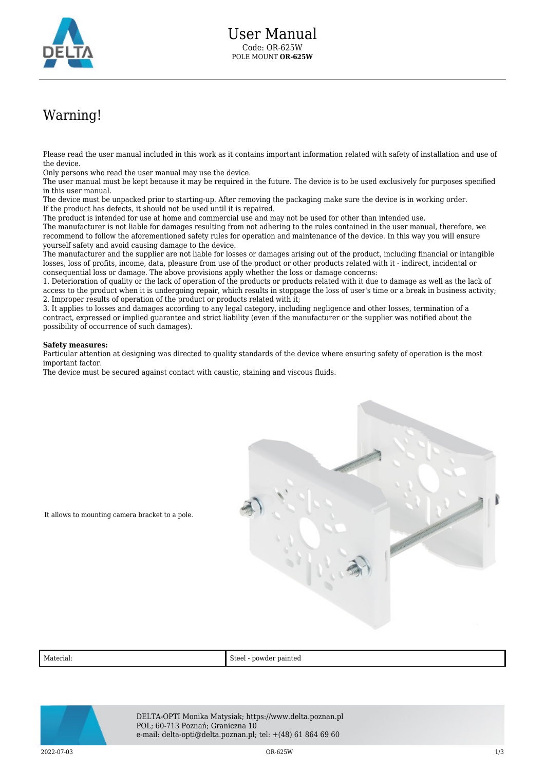# User Manual

Code: OR-625W
POLE MOUNT **OR-625W**

## Warning!

Please read the user manual included in this work as it contains important information related with safety of installation and use of the device.
Only persons who read the user manual may use the device.
The user manual must be kept because it may be required in the future. The device is to be used exclusively for purposes specified in this user manual.
The device must be unpacked prior to starting-up. After removing the packaging make sure the device is in working order.
If the product has defects, it should not be used until it is repaired.
The product is intended for use at home and commercial use and may not be used for other than intended use.
The manufacturer is not liable for damages resulting from not adhering to the rules contained in the user manual, therefore, we recommend to follow the aforementioned safety rules for operation and maintenance of the device. In this way you will ensure yourself safety and avoid causing damage to the device.
The manufacturer and the supplier are not liable for losses or damages arising out of the product, including financial or intangible losses, loss of profits, income, data, pleasure from use of the product or other products related with it - indirect, incidental or consequential loss or damage. The above provisions apply whether the loss or damage concerns:
1. Deterioration of quality or the lack of operation of the products or products related with it due to damage as well as the lack of access to the product when it is undergoing repair, which results in stoppage the loss of user's time or a break in business activity;
2. Improper results of operation of the product or products related with it;
3. It applies to losses and damages according to any legal category, including negligence and other losses, termination of a contract, expressed or implied guarantee and strict liability (even if the manufacturer or the supplier was notified about the possibility of occurrence of such damages).

**Safety measures:**
Particular attention at designing was directed to quality standards of the device where ensuring safety of operation is the most important factor.
The device must be secured against contact with caustic, staining and viscous fluids.

It allows to mounting camera bracket to a pole.

| Material: | Steel - powder painted |
|---|---|

DELTA-OPTI Monika Matysiak; https://www.delta.poznan.pl
POL; 60-713 Poznań; Graniczna 10
e-mail: delta-opti@delta.poznan.pl; tel: +(48) 61 864 69 60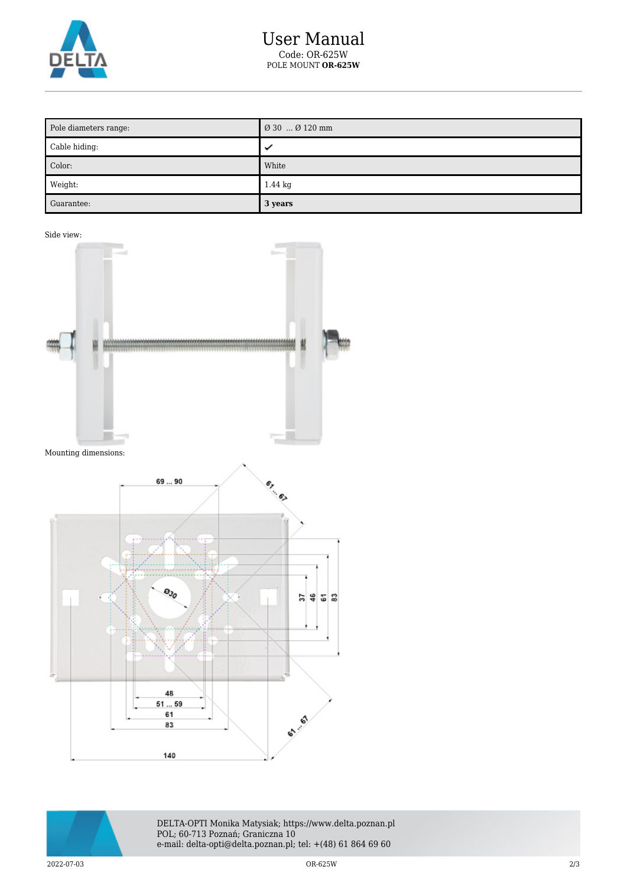| Pole diameters range: | Ø 30 ... Ø 120 mm |
| --- | --- |
| Cable hiding: | ✔ |
| Color: | White |
| Weight: | 1.44 kg |
| Guarantee: | **3 years** |

Side view:

Mounting dimensions: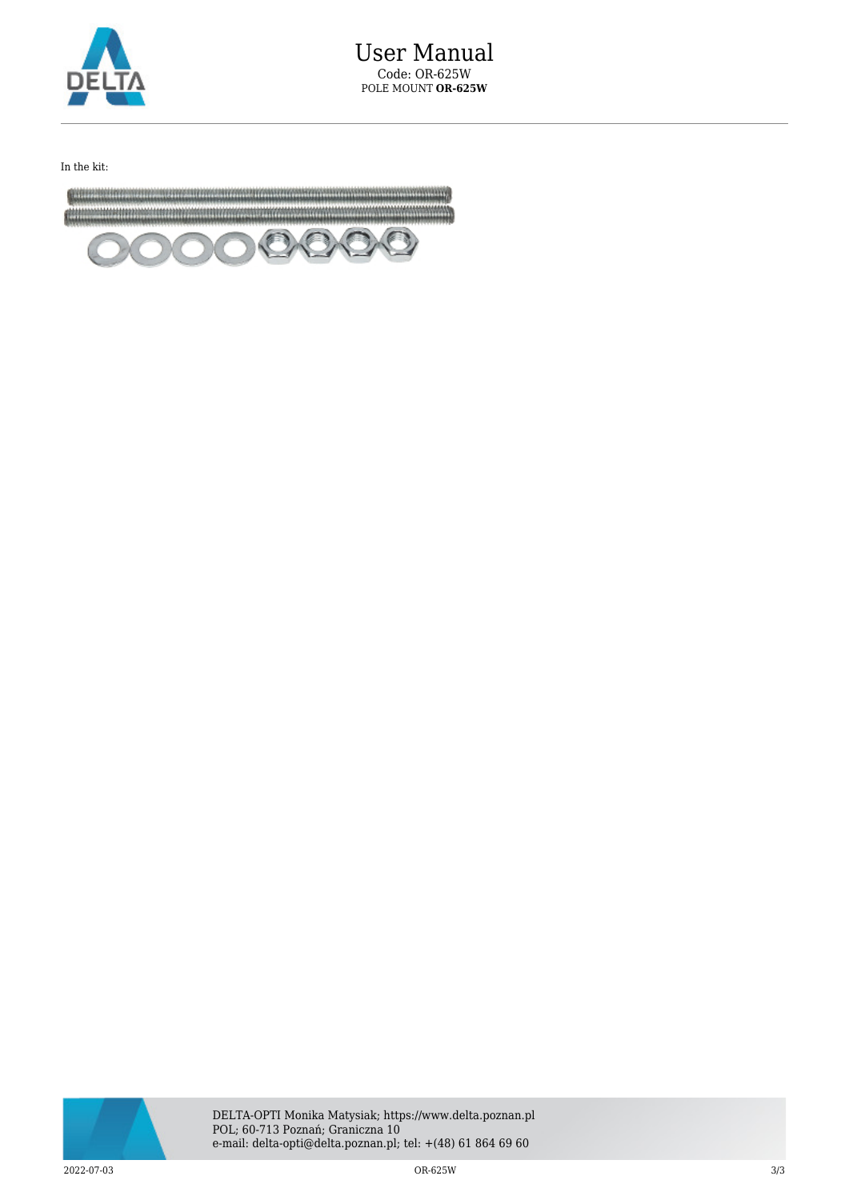In the kit:

DELTA-OPTI Monika Matysiak; https://www.delta.poznan.pl
POL; 60-713 Poznań; Graniczna 10
e-mail: delta-opti@delta.poznan.pl; tel: +(48) 61 864 69 60